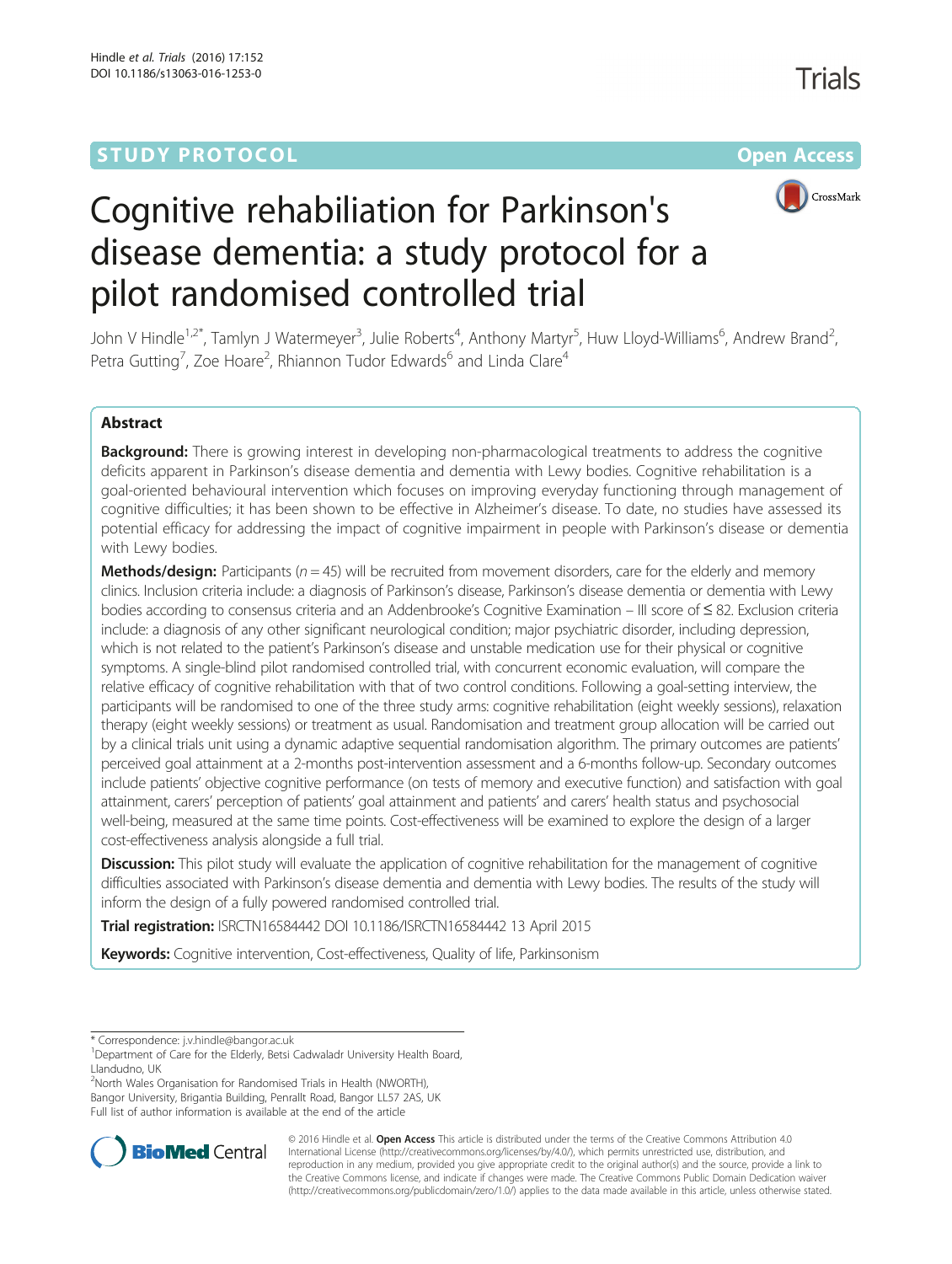STUDY PROTOCOL Open Access

# Cognitive rehabiliation for Parkinson's disease dementia: a study protocol for a pilot randomised controlled trial

John V Hindle[1,2*], Tamlyn J Watermeyer[3], Julie Roberts[4], Anthony Martyr[5], Huw Lloyd-Williams[6], Andrew Brand[2], Petra Gutting[7], Zoe Hoare[2], Rhiannon Tudor Edwards[6] and Linda Clare[4]

## Abstract

**Background:** There is growing interest in developing non-pharmacological treatments to address the cognitive deficits apparent in Parkinson's disease dementia and dementia with Lewy bodies. Cognitive rehabilitation is a goal-oriented behavioural intervention which focuses on improving everyday functioning through management of cognitive difficulties; it has been shown to be effective in Alzheimer's disease. To date, no studies have assessed its potential efficacy for addressing the impact of cognitive impairment in people with Parkinson's disease or dementia with Lewy bodies.

**Methods/design:** Participants ($n = 45$) will be recruited from movement disorders, care for the elderly and memory clinics. Inclusion criteria include: a diagnosis of Parkinson's disease, Parkinson's disease dementia or dementia with Lewy bodies according to consensus criteria and an Addenbrooke's Cognitive Examination – III score of ≤ 82. Exclusion criteria include: a diagnosis of any other significant neurological condition; major psychiatric disorder, including depression, which is not related to the patient's Parkinson's disease and unstable medication use for their physical or cognitive symptoms. A single-blind pilot randomised controlled trial, with concurrent economic evaluation, will compare the relative efficacy of cognitive rehabilitation with that of two control conditions. Following a goal-setting interview, the participants will be randomised to one of the three study arms: cognitive rehabilitation (eight weekly sessions), relaxation therapy (eight weekly sessions) or treatment as usual. Randomisation and treatment group allocation will be carried out by a clinical trials unit using a dynamic adaptive sequential randomisation algorithm. The primary outcomes are patients' perceived goal attainment at a 2-months post-intervention assessment and a 6-months follow-up. Secondary outcomes include patients' objective cognitive performance (on tests of memory and executive function) and satisfaction with goal attainment, carers' perception of patients' goal attainment and patients' and carers' health status and psychosocial well-being, measured at the same time points. Cost-effectiveness will be examined to explore the design of a larger cost-effectiveness analysis alongside a full trial.

**Discussion:** This pilot study will evaluate the application of cognitive rehabilitation for the management of cognitive difficulties associated with Parkinson's disease dementia and dementia with Lewy bodies. The results of the study will inform the design of a fully powered randomised controlled trial.

**Trial registration:** ISRCTN16584442 DOI 10.1186/ISRCTN16584442 13 April 2015

**Keywords:** Cognitive intervention, Cost-effectiveness, Quality of life, Parkinsonism

---

\* Correspondence: j.v.hindle@bangor.ac.uk

[1]Department of Care for the Elderly, Betsi Cadwaladr University Health Board, Llandudno, UK

[2]North Wales Organisation for Randomised Trials in Health (NWORTH), Bangor University, Brigantia Building, Penrallt Road, Bangor LL57 2AS, UK

Full list of author information is available at the end of the article

© 2016 Hindle et al. **Open Access** This article is distributed under the terms of the Creative Commons Attribution 4.0 International License (http://creativecommons.org/licenses/by/4.0/), which permits unrestricted use, distribution, and reproduction in any medium, provided you give appropriate credit to the original author(s) and the source, provide a link to the Creative Commons license, and indicate if changes were made. The Creative Commons Public Domain Dedication waiver (http://creativecommons.org/publicdomain/zero/1.0/) applies to the data made available in this article, unless otherwise stated.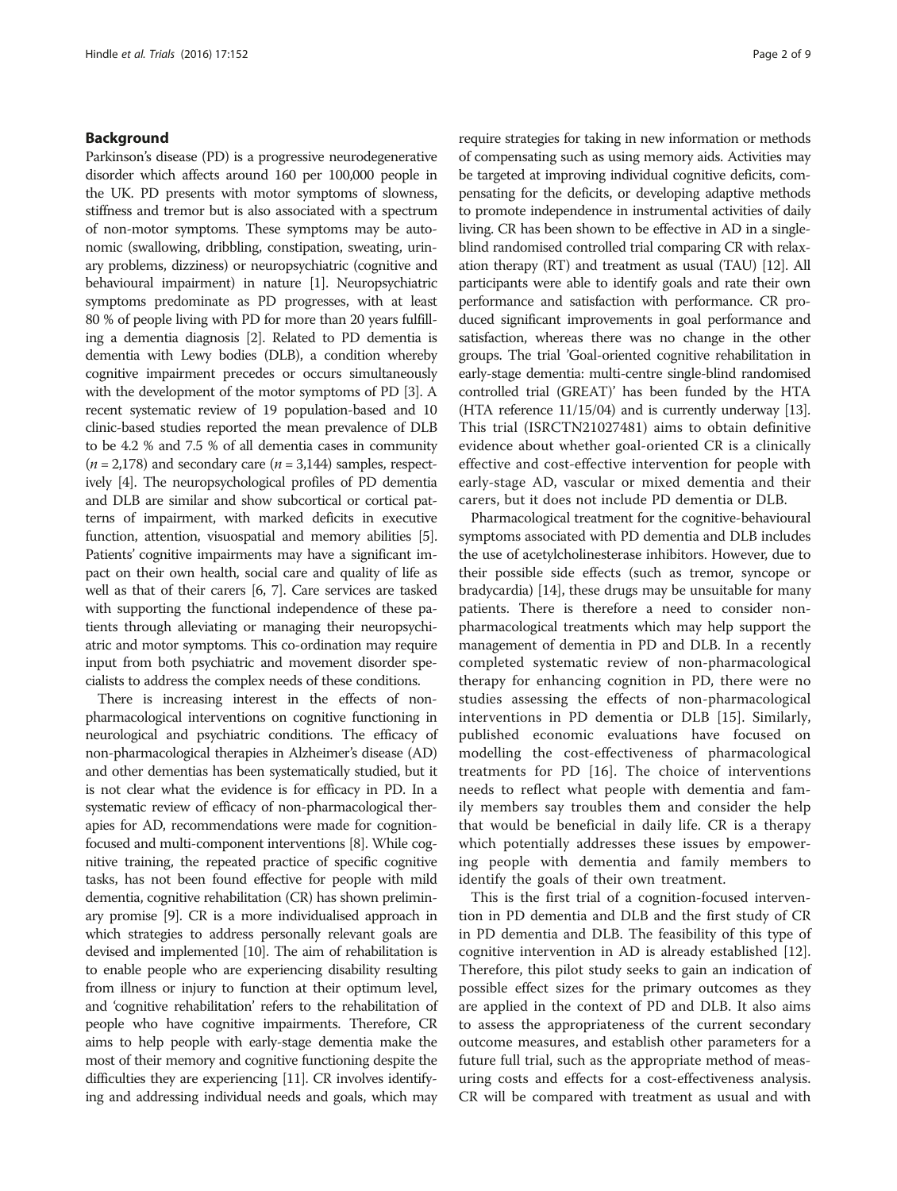## Background

Parkinson's disease (PD) is a progressive neurodegenerative disorder which affects around 160 per 100,000 people in the UK. PD presents with motor symptoms of slowness, stiffness and tremor but is also associated with a spectrum of non-motor symptoms. These symptoms may be autonomic (swallowing, dribbling, constipation, sweating, urinary problems, dizziness) or neuropsychiatric (cognitive and behavioural impairment) in nature [1]. Neuropsychiatric symptoms predominate as PD progresses, with at least 80 % of people living with PD for more than 20 years fulfilling a dementia diagnosis [2]. Related to PD dementia is dementia with Lewy bodies (DLB), a condition whereby cognitive impairment precedes or occurs simultaneously with the development of the motor symptoms of PD [3]. A recent systematic review of 19 population-based and 10 clinic-based studies reported the mean prevalence of DLB to be 4.2 % and 7.5 % of all dementia cases in community ($n = 2,178$) and secondary care ($n = 3,144$) samples, respectively [4]. The neuropsychological profiles of PD dementia and DLB are similar and show subcortical or cortical patterns of impairment, with marked deficits in executive function, attention, visuospatial and memory abilities [5]. Patients' cognitive impairments may have a significant impact on their own health, social care and quality of life as well as that of their carers [6, 7]. Care services are tasked with supporting the functional independence of these patients through alleviating or managing their neuropsychiatric and motor symptoms. This co-ordination may require input from both psychiatric and movement disorder specialists to address the complex needs of these conditions.

There is increasing interest in the effects of non-pharmacological interventions on cognitive functioning in neurological and psychiatric conditions. The efficacy of non-pharmacological therapies in Alzheimer's disease (AD) and other dementias has been systematically studied, but it is not clear what the evidence is for efficacy in PD. In a systematic review of efficacy of non-pharmacological therapies for AD, recommendations were made for cognition-focused and multi-component interventions [8]. While cognitive training, the repeated practice of specific cognitive tasks, has not been found effective for people with mild dementia, cognitive rehabilitation (CR) has shown preliminary promise [9]. CR is a more individualised approach in which strategies to address personally relevant goals are devised and implemented [10]. The aim of rehabilitation is to enable people who are experiencing disability resulting from illness or injury to function at their optimum level, and 'cognitive rehabilitation' refers to the rehabilitation of people who have cognitive impairments. Therefore, CR aims to help people with early-stage dementia make the most of their memory and cognitive functioning despite the difficulties they are experiencing [11]. CR involves identifying and addressing individual needs and goals, which may require strategies for taking in new information or methods of compensating such as using memory aids. Activities may be targeted at improving individual cognitive deficits, compensating for the deficits, or developing adaptive methods to promote independence in instrumental activities of daily living. CR has been shown to be effective in AD in a single-blind randomised controlled trial comparing CR with relaxation therapy (RT) and treatment as usual (TAU) [12]. All participants were able to identify goals and rate their own performance and satisfaction with performance. CR produced significant improvements in goal performance and satisfaction, whereas there was no change in the other groups. The trial 'Goal-oriented cognitive rehabilitation in early-stage dementia: multi-centre single-blind randomised controlled trial (GREAT)' has been funded by the HTA (HTA reference 11/15/04) and is currently underway [13]. This trial (ISRCTN21027481) aims to obtain definitive evidence about whether goal-oriented CR is a clinically effective and cost-effective intervention for people with early-stage AD, vascular or mixed dementia and their carers, but it does not include PD dementia or DLB.

Pharmacological treatment for the cognitive-behavioural symptoms associated with PD dementia and DLB includes the use of acetylcholinesterase inhibitors. However, due to their possible side effects (such as tremor, syncope or bradycardia) [14], these drugs may be unsuitable for many patients. There is therefore a need to consider non-pharmacological treatments which may help support the management of dementia in PD and DLB. In a recently completed systematic review of non-pharmacological therapy for enhancing cognition in PD, there were no studies assessing the effects of non-pharmacological interventions in PD dementia or DLB [15]. Similarly, published economic evaluations have focused on modelling the cost-effectiveness of pharmacological treatments for PD [16]. The choice of interventions needs to reflect what people with dementia and family members say troubles them and consider the help that would be beneficial in daily life. CR is a therapy which potentially addresses these issues by empowering people with dementia and family members to identify the goals of their own treatment.

This is the first trial of a cognition-focused intervention in PD dementia and DLB and the first study of CR in PD dementia and DLB. The feasibility of this type of cognitive intervention in AD is already established [12]. Therefore, this pilot study seeks to gain an indication of possible effect sizes for the primary outcomes as they are applied in the context of PD and DLB. It also aims to assess the appropriateness of the current secondary outcome measures, and establish other parameters for a future full trial, such as the appropriate method of measuring costs and effects for a cost-effectiveness analysis. CR will be compared with treatment as usual and with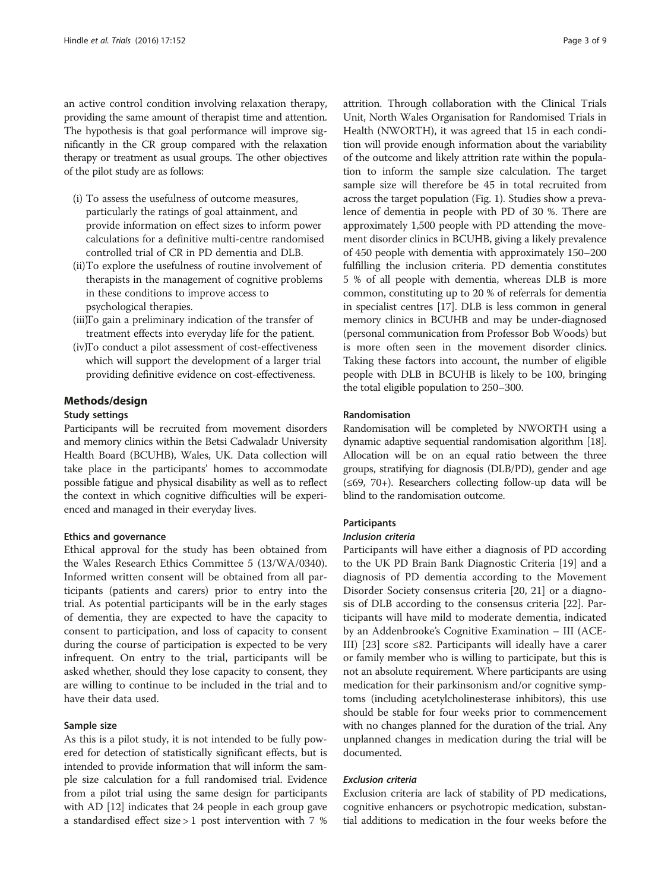an active control condition involving relaxation therapy, providing the same amount of therapist time and attention. The hypothesis is that goal performance will improve significantly in the CR group compared with the relaxation therapy or treatment as usual groups. The other objectives of the pilot study are as follows:

(i) To assess the usefulness of outcome measures, particularly the ratings of goal attainment, and provide information on effect sizes to inform power calculations for a definitive multi-centre randomised controlled trial of CR in PD dementia and DLB.
(ii) To explore the usefulness of routine involvement of therapists in the management of cognitive problems in these conditions to improve access to psychological therapies.
(iii) To gain a preliminary indication of the transfer of treatment effects into everyday life for the patient.
(iv) To conduct a pilot assessment of cost-effectiveness which will support the development of a larger trial providing definitive evidence on cost-effectiveness.

## Methods/design

### Study settings

Participants will be recruited from movement disorders and memory clinics within the Betsi Cadwaladr University Health Board (BCUHB), Wales, UK. Data collection will take place in the participants' homes to accommodate possible fatigue and physical disability as well as to reflect the context in which cognitive difficulties will be experienced and managed in their everyday lives.

### Ethics and governance

Ethical approval for the study has been obtained from the Wales Research Ethics Committee 5 (13/WA/0340). Informed written consent will be obtained from all participants (patients and carers) prior to entry into the trial. As potential participants will be in the early stages of dementia, they are expected to have the capacity to consent to participation, and loss of capacity to consent during the course of participation is expected to be very infrequent. On entry to the trial, participants will be asked whether, should they lose capacity to consent, they are willing to continue to be included in the trial and to have their data used.

### Sample size

As this is a pilot study, it is not intended to be fully powered for detection of statistically significant effects, but is intended to provide information that will inform the sample size calculation for a full randomised trial. Evidence from a pilot trial using the same design for participants with AD [12] indicates that 24 people in each group gave a standardised effect size > 1 post intervention with 7 % attrition. Through collaboration with the Clinical Trials Unit, North Wales Organisation for Randomised Trials in Health (NWORTH), it was agreed that 15 in each condition will provide enough information about the variability of the outcome and likely attrition rate within the population to inform the sample size calculation. The target sample size will therefore be 45 in total recruited from across the target population (Fig. 1). Studies show a prevalence of dementia in people with PD of 30 %. There are approximately 1,500 people with PD attending the movement disorder clinics in BCUHB, giving a likely prevalence of 450 people with dementia with approximately 150–200 fulfilling the inclusion criteria. PD dementia constitutes 5 % of all people with dementia, whereas DLB is more common, constituting up to 20 % of referrals for dementia in specialist centres [17]. DLB is less common in general memory clinics in BCUHB and may be under-diagnosed (personal communication from Professor Bob Woods) but is more often seen in the movement disorder clinics. Taking these factors into account, the number of eligible people with DLB in BCUHB is likely to be 100, bringing the total eligible population to 250–300.

### Randomisation

Randomisation will be completed by NWORTH using a dynamic adaptive sequential randomisation algorithm [18]. Allocation will be on an equal ratio between the three groups, stratifying for diagnosis (DLB/PD), gender and age (≤69, 70+). Researchers collecting follow-up data will be blind to the randomisation outcome.

### Participants

#### *Inclusion criteria*

Participants will have either a diagnosis of PD according to the UK PD Brain Bank Diagnostic Criteria [19] and a diagnosis of PD dementia according to the Movement Disorder Society consensus criteria [20, 21] or a diagnosis of DLB according to the consensus criteria [22]. Participants will have mild to moderate dementia, indicated by an Addenbrooke's Cognitive Examination – III (ACE-III) [23] score ≤82. Participants will ideally have a carer or family member who is willing to participate, but this is not an absolute requirement. Where participants are using medication for their parkinsonism and/or cognitive symptoms (including acetylcholinesterase inhibitors), this use should be stable for four weeks prior to commencement with no changes planned for the duration of the trial. Any unplanned changes in medication during the trial will be documented.

#### *Exclusion criteria*

Exclusion criteria are lack of stability of PD medications, cognitive enhancers or psychotropic medication, substantial additions to medication in the four weeks before the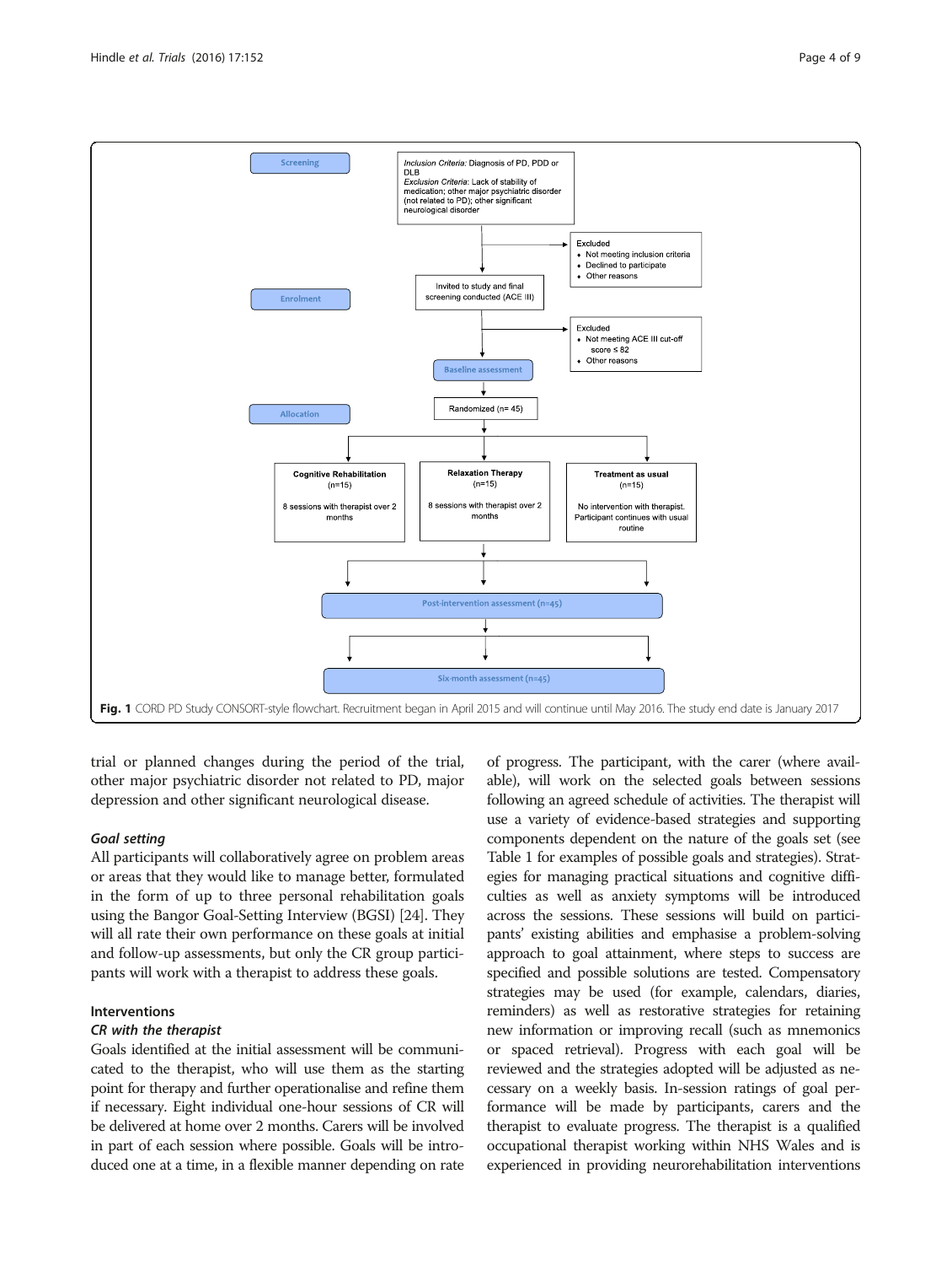**Fig. 1** CORD PD Study CONSORT-style flowchart. Recruitment began in April 2015 and will continue until May 2016. The study end date is January 2017

trial or planned changes during the period of the trial, other major psychiatric disorder not related to PD, major depression and other significant neurological disease.

#### Goal setting

All participants will collaboratively agree on problem areas or areas that they would like to manage better, formulated in the form of up to three personal rehabilitation goals using the Bangor Goal-Setting Interview (BGSI) [24]. They will all rate their own performance on these goals at initial and follow-up assessments, but only the CR group participants will work with a therapist to address these goals.

### Interventions

#### CR with the therapist

Goals identified at the initial assessment will be communicated to the therapist, who will use them as the starting point for therapy and further operationalise and refine them if necessary. Eight individual one-hour sessions of CR will be delivered at home over 2 months. Carers will be involved in part of each session where possible. Goals will be introduced one at a time, in a flexible manner depending on rate of progress. The participant, with the carer (where available), will work on the selected goals between sessions following an agreed schedule of activities. The therapist will use a variety of evidence-based strategies and supporting components dependent on the nature of the goals set (see Table 1 for examples of possible goals and strategies). Strategies for managing practical situations and cognitive difficulties as well as anxiety symptoms will be introduced across the sessions. These sessions will build on participants' existing abilities and emphasise a problem-solving approach to goal attainment, where steps to success are specified and possible solutions are tested. Compensatory strategies may be used (for example, calendars, diaries, reminders) as well as restorative strategies for retaining new information or improving recall (such as mnemonics or spaced retrieval). Progress with each goal will be reviewed and the strategies adopted will be adjusted as necessary on a weekly basis. In-session ratings of goal performance will be made by participants, carers and the therapist to evaluate progress. The therapist is a qualified occupational therapist working within NHS Wales and is experienced in providing neurorehabilitation interventions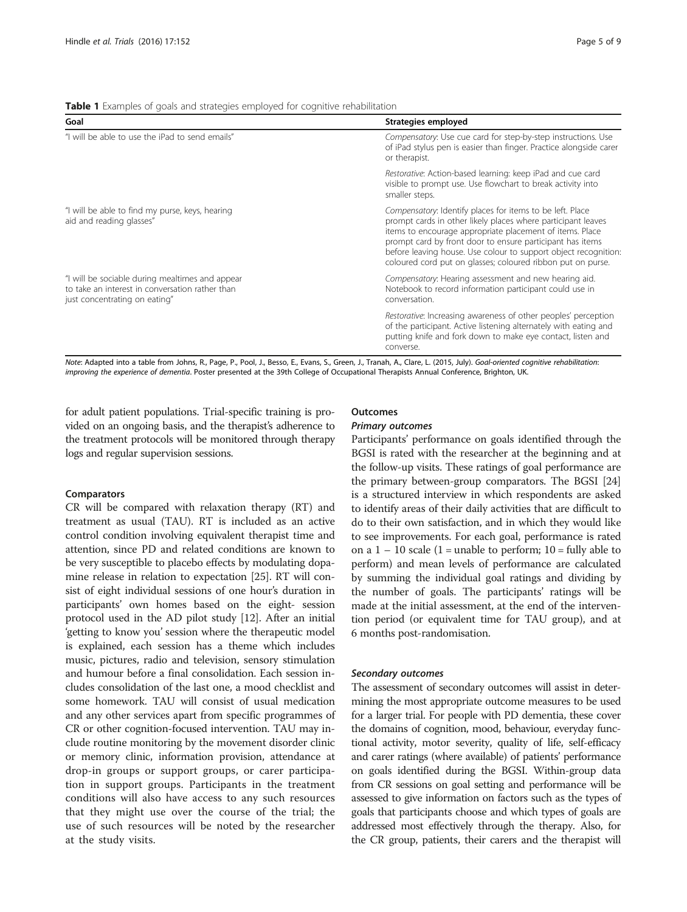**Table 1** Examples of goals and strategies employed for cognitive rehabilitation

| Goal | Strategies employed |
| --- | --- |
| "I will be able to use the iPad to send emails" | *Compensatory*: Use cue card for step-by-step instructions. Use of iPad stylus pen is easier than finger. Practice alongside carer or therapist. |
| | *Restorative*: Action-based learning: keep iPad and cue card visible to prompt use. Use flowchart to break activity into smaller steps. |
| "I will be able to find my purse, keys, hearing aid and reading glasses" | *Compensatory*: Identify places for items to be left. Place prompt cards in other likely places where participant leaves items to encourage appropriate placement of items. Place prompt card by front door to ensure participant has items before leaving house. Use colour to support object recognition: coloured cord put on glasses; coloured ribbon put on purse. |
| "I will be sociable during mealtimes and appear to take an interest in conversation rather than just concentrating on eating" | *Compensatory*: Hearing assessment and new hearing aid. Notebook to record information participant could use in conversation. |
| | *Restorative*: Increasing awareness of other peoples' perception of the participant. Active listening alternately with eating and putting knife and fork down to make eye contact, listen and converse. |

*Note*: Adapted into a table from Johns, R., Page, P., Pool, J., Besso, E., Evans, S., Green, J., Tranah, A., Clare, L. (2015, July). *Goal-oriented cognitive rehabilitation: improving the experience of dementia*. Poster presented at the 39th College of Occupational Therapists Annual Conference, Brighton, UK.

for adult patient populations. Trial-specific training is provided on an ongoing basis, and the therapist's adherence to the treatment protocols will be monitored through therapy logs and regular supervision sessions.

### Comparators

CR will be compared with relaxation therapy (RT) and treatment as usual (TAU). RT is included as an active control condition involving equivalent therapist time and attention, since PD and related conditions are known to be very susceptible to placebo effects by modulating dopamine release in relation to expectation [25]. RT will consist of eight individual sessions of one hour's duration in participants' own homes based on the eight- session protocol used in the AD pilot study [12]. After an initial 'getting to know you' session where the therapeutic model is explained, each session has a theme which includes music, pictures, radio and television, sensory stimulation and humour before a final consolidation. Each session includes consolidation of the last one, a mood checklist and some homework. TAU will consist of usual medication and any other services apart from specific programmes of CR or other cognition-focused intervention. TAU may include routine monitoring by the movement disorder clinic or memory clinic, information provision, attendance at drop-in groups or support groups, or carer participation in support groups. Participants in the treatment conditions will also have access to any such resources that they might use over the course of the trial; the use of such resources will be noted by the researcher at the study visits.

### Outcomes

#### *Primary outcomes*

Participants' performance on goals identified through the BGSI is rated with the researcher at the beginning and at the follow-up visits. These ratings of goal performance are the primary between-group comparators. The BGSI [24] is a structured interview in which respondents are asked to identify areas of their daily activities that are difficult to do to their own satisfaction, and in which they would like to see improvements. For each goal, performance is rated on a 1 – 10 scale (1 = unable to perform; 10 = fully able to perform) and mean levels of performance are calculated by summing the individual goal ratings and dividing by the number of goals. The participants' ratings will be made at the initial assessment, at the end of the intervention period (or equivalent time for TAU group), and at 6 months post-randomisation.

#### *Secondary outcomes*

The assessment of secondary outcomes will assist in determining the most appropriate outcome measures to be used for a larger trial. For people with PD dementia, these cover the domains of cognition, mood, behaviour, everyday functional activity, motor severity, quality of life, self-efficacy and carer ratings (where available) of patients' performance on goals identified during the BGSI. Within-group data from CR sessions on goal setting and performance will be assessed to give information on factors such as the types of goals that participants choose and which types of goals are addressed most effectively through the therapy. Also, for the CR group, patients, their carers and the therapist will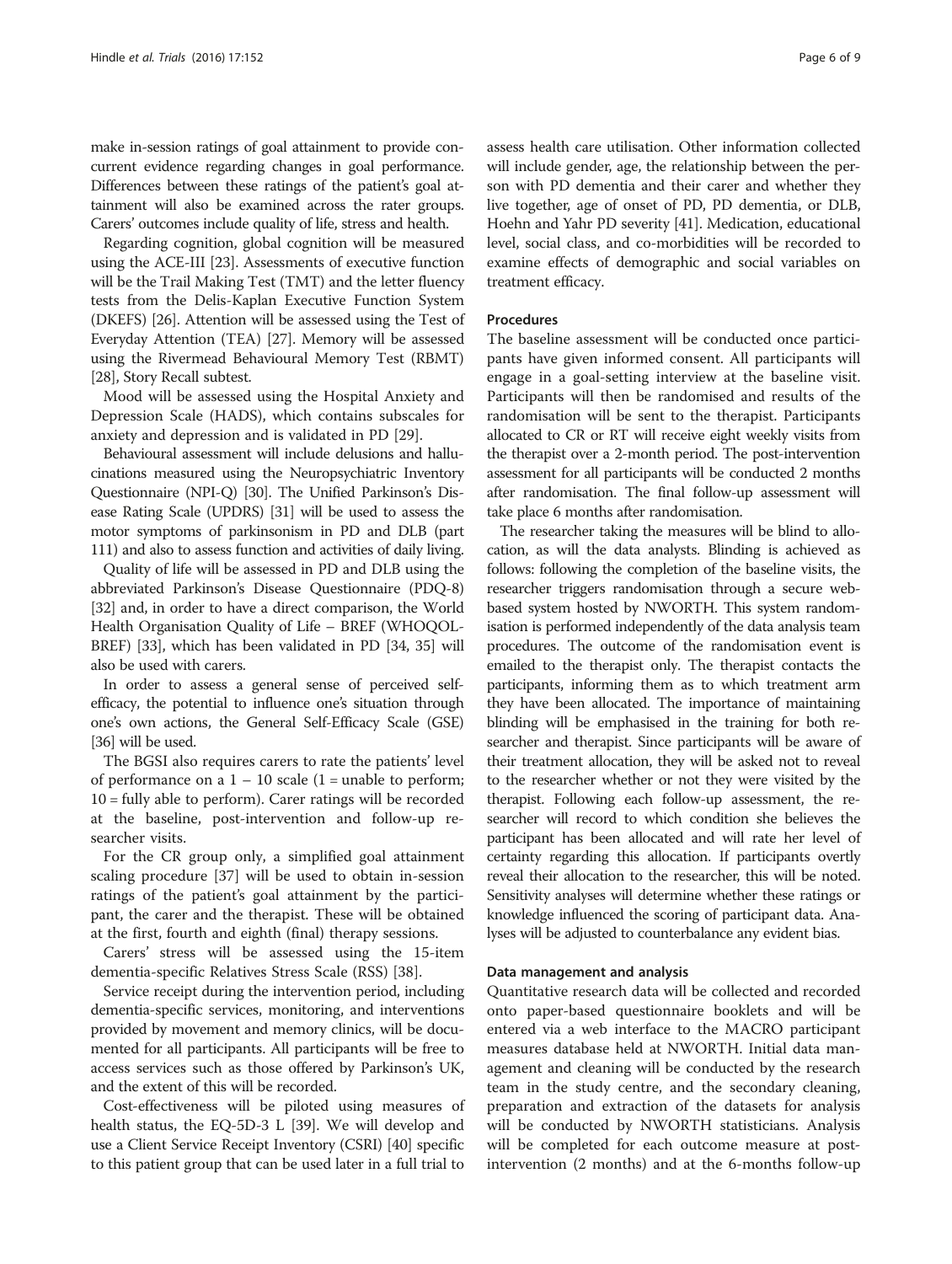make in-session ratings of goal attainment to provide concurrent evidence regarding changes in goal performance. Differences between these ratings of the patient's goal attainment will also be examined across the rater groups. Carers' outcomes include quality of life, stress and health.

Regarding cognition, global cognition will be measured using the ACE-III [23]. Assessments of executive function will be the Trail Making Test (TMT) and the letter fluency tests from the Delis-Kaplan Executive Function System (DKEFS) [26]. Attention will be assessed using the Test of Everyday Attention (TEA) [27]. Memory will be assessed using the Rivermead Behavioural Memory Test (RBMT) [28], Story Recall subtest.

Mood will be assessed using the Hospital Anxiety and Depression Scale (HADS), which contains subscales for anxiety and depression and is validated in PD [29].

Behavioural assessment will include delusions and hallucinations measured using the Neuropsychiatric Inventory Questionnaire (NPI-Q) [30]. The Unified Parkinson's Disease Rating Scale (UPDRS) [31] will be used to assess the motor symptoms of parkinsonism in PD and DLB (part 111) and also to assess function and activities of daily living.

Quality of life will be assessed in PD and DLB using the abbreviated Parkinson's Disease Questionnaire (PDQ-8) [32] and, in order to have a direct comparison, the World Health Organisation Quality of Life – BREF (WHOQOL-BREF) [33], which has been validated in PD [34, 35] will also be used with carers.

In order to assess a general sense of perceived self-efficacy, the potential to influence one's situation through one's own actions, the General Self-Efficacy Scale (GSE) [36] will be used.

The BGSI also requires carers to rate the patients' level of performance on a 1 – 10 scale (1 = unable to perform; 10 = fully able to perform). Carer ratings will be recorded at the baseline, post-intervention and follow-up researcher visits.

For the CR group only, a simplified goal attainment scaling procedure [37] will be used to obtain in-session ratings of the patient's goal attainment by the participant, the carer and the therapist. These will be obtained at the first, fourth and eighth (final) therapy sessions.

Carers' stress will be assessed using the 15-item dementia-specific Relatives Stress Scale (RSS) [38].

Service receipt during the intervention period, including dementia-specific services, monitoring, and interventions provided by movement and memory clinics, will be documented for all participants. All participants will be free to access services such as those offered by Parkinson's UK, and the extent of this will be recorded.

Cost-effectiveness will be piloted using measures of health status, the EQ-5D-3 L [39]. We will develop and use a Client Service Receipt Inventory (CSRI) [40] specific to this patient group that can be used later in a full trial to assess health care utilisation. Other information collected will include gender, age, the relationship between the person with PD dementia and their carer and whether they live together, age of onset of PD, PD dementia, or DLB, Hoehn and Yahr PD severity [41]. Medication, educational level, social class, and co-morbidities will be recorded to examine effects of demographic and social variables on treatment efficacy.

### Procedures

The baseline assessment will be conducted once participants have given informed consent. All participants will engage in a goal-setting interview at the baseline visit. Participants will then be randomised and results of the randomisation will be sent to the therapist. Participants allocated to CR or RT will receive eight weekly visits from the therapist over a 2-month period. The post-intervention assessment for all participants will be conducted 2 months after randomisation. The final follow-up assessment will take place 6 months after randomisation.

The researcher taking the measures will be blind to allocation, as will the data analysts. Blinding is achieved as follows: following the completion of the baseline visits, the researcher triggers randomisation through a secure web-based system hosted by NWORTH. This system randomisation is performed independently of the data analysis team procedures. The outcome of the randomisation event is emailed to the therapist only. The therapist contacts the participants, informing them as to which treatment arm they have been allocated. The importance of maintaining blinding will be emphasised in the training for both researcher and therapist. Since participants will be aware of their treatment allocation, they will be asked not to reveal to the researcher whether or not they were visited by the therapist. Following each follow-up assessment, the researcher will record to which condition she believes the participant has been allocated and will rate her level of certainty regarding this allocation. If participants overtly reveal their allocation to the researcher, this will be noted. Sensitivity analyses will determine whether these ratings or knowledge influenced the scoring of participant data. Analyses will be adjusted to counterbalance any evident bias.

### Data management and analysis

Quantitative research data will be collected and recorded onto paper-based questionnaire booklets and will be entered via a web interface to the MACRO participant measures database held at NWORTH. Initial data management and cleaning will be conducted by the research team in the study centre, and the secondary cleaning, preparation and extraction of the datasets for analysis will be conducted by NWORTH statisticians. Analysis will be completed for each outcome measure at post-intervention (2 months) and at the 6-months follow-up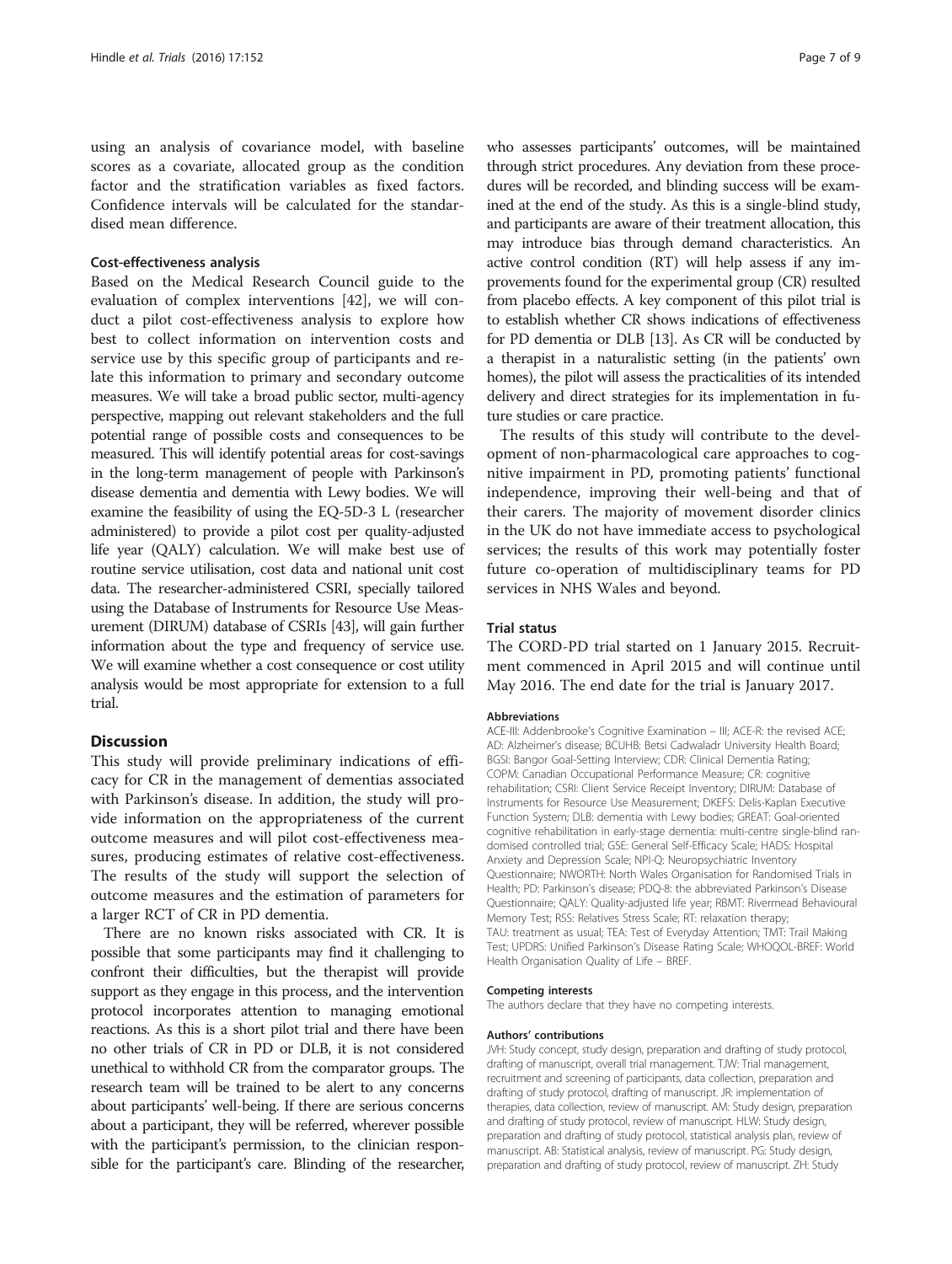using an analysis of covariance model, with baseline scores as a covariate, allocated group as the condition factor and the stratification variables as fixed factors. Confidence intervals will be calculated for the standardised mean difference.

### Cost-effectiveness analysis

Based on the Medical Research Council guide to the evaluation of complex interventions [42], we will conduct a pilot cost-effectiveness analysis to explore how best to collect information on intervention costs and service use by this specific group of participants and relate this information to primary and secondary outcome measures. We will take a broad public sector, multi-agency perspective, mapping out relevant stakeholders and the full potential range of possible costs and consequences to be measured. This will identify potential areas for cost-savings in the long-term management of people with Parkinson's disease dementia and dementia with Lewy bodies. We will examine the feasibility of using the EQ-5D-3 L (researcher administered) to provide a pilot cost per quality-adjusted life year (QALY) calculation. We will make best use of routine service utilisation, cost data and national unit cost data. The researcher-administered CSRI, specially tailored using the Database of Instruments for Resource Use Measurement (DIRUM) database of CSRIs [43], will gain further information about the type and frequency of service use. We will examine whether a cost consequence or cost utility analysis would be most appropriate for extension to a full trial.

## Discussion

This study will provide preliminary indications of efficacy for CR in the management of dementias associated with Parkinson's disease. In addition, the study will provide information on the appropriateness of the current outcome measures and will pilot cost-effectiveness measures, producing estimates of relative cost-effectiveness. The results of the study will support the selection of outcome measures and the estimation of parameters for a larger RCT of CR in PD dementia.

There are no known risks associated with CR. It is possible that some participants may find it challenging to confront their difficulties, but the therapist will provide support as they engage in this process, and the intervention protocol incorporates attention to managing emotional reactions. As this is a short pilot trial and there have been no other trials of CR in PD or DLB, it is not considered unethical to withhold CR from the comparator groups. The research team will be trained to be alert to any concerns about participants' well-being. If there are serious concerns about a participant, they will be referred, wherever possible with the participant's permission, to the clinician responsible for the participant's care. Blinding of the researcher, who assesses participants' outcomes, will be maintained through strict procedures. Any deviation from these procedures will be recorded, and blinding success will be examined at the end of the study. As this is a single-blind study, and participants are aware of their treatment allocation, this may introduce bias through demand characteristics. An active control condition (RT) will help assess if any improvements found for the experimental group (CR) resulted from placebo effects. A key component of this pilot trial is to establish whether CR shows indications of effectiveness for PD dementia or DLB [13]. As CR will be conducted by a therapist in a naturalistic setting (in the patients' own homes), the pilot will assess the practicalities of its intended delivery and direct strategies for its implementation in future studies or care practice.

The results of this study will contribute to the development of non-pharmacological care approaches to cognitive impairment in PD, promoting patients' functional independence, improving their well-being and that of their carers. The majority of movement disorder clinics in the UK do not have immediate access to psychological services; the results of this work may potentially foster future co-operation of multidisciplinary teams for PD services in NHS Wales and beyond.

## Trial status

The CORD-PD trial started on 1 January 2015. Recruitment commenced in April 2015 and will continue until May 2016. The end date for the trial is January 2017.

#### Abbreviations

ACE-III: Addenbrooke's Cognitive Examination – III; ACE-R: the revised ACE; AD: Alzheimer's disease; BCUHB: Betsi Cadwaladr University Health Board; BGSI: Bangor Goal-Setting Interview; CDR: Clinical Dementia Rating; COPM: Canadian Occupational Performance Measure; CR: cognitive rehabilitation; CSRI: Client Service Receipt Inventory; DIRUM: Database of Instruments for Resource Use Measurement; DKEFS: Delis-Kaplan Executive Function System; DLB: dementia with Lewy bodies; GREAT: Goal-oriented cognitive rehabilitation in early-stage dementia: multi-centre single-blind randomised controlled trial; GSE: General Self-Efficacy Scale; HADS: Hospital Anxiety and Depression Scale; NPI-Q: Neuropsychiatric Inventory Questionnaire; NWORTH: North Wales Organisation for Randomised Trials in Health; PD: Parkinson's disease; PDQ-8: the abbreviated Parkinson's Disease Questionnaire; QALY: Quality-adjusted life year; RBMT: Rivermead Behavioural Memory Test; RSS: Relatives Stress Scale; RT: relaxation therapy; TAU: treatment as usual; TEA: Test of Everyday Attention; TMT: Trail Making Test; UPDRS: Unified Parkinson's Disease Rating Scale; WHOQOL-BREF: World Health Organisation Quality of Life – BREF.

#### Competing interests

The authors declare that they have no competing interests.

#### Authors' contributions

JVH: Study concept, study design, preparation and drafting of study protocol, drafting of manuscript, overall trial management. TJW: Trial management, recruitment and screening of participants, data collection, preparation and drafting of study protocol, drafting of manuscript. JR: implementation of therapies, data collection, review of manuscript. AM: Study design, preparation and drafting of study protocol, review of manuscript. HLW: Study design, preparation and drafting of study protocol, statistical analysis plan, review of manuscript. AB: Statistical analysis, review of manuscript. PG: Study design, preparation and drafting of study protocol, review of manuscript. ZH: Study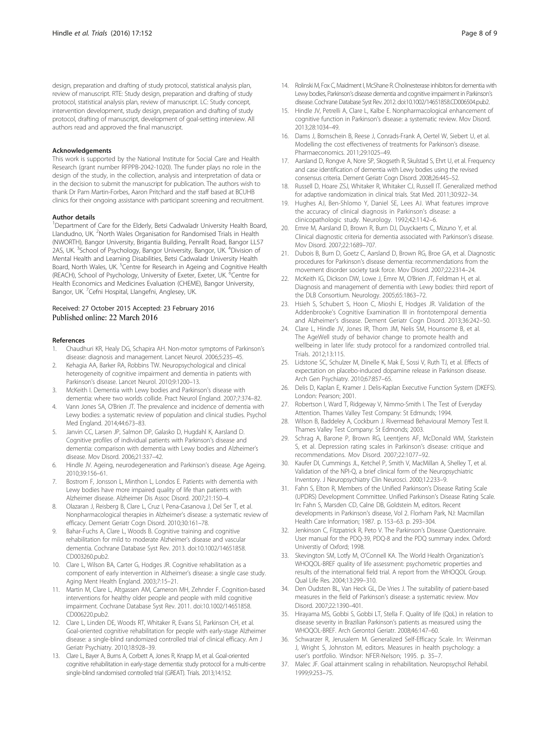design, preparation and drafting of study protocol, statistical analysis plan, review of manuscript. RTE: Study design, preparation and drafting of study protocol, statistical analysis plan, review of manuscript. LC: Study concept, intervention development, study design, preparation and drafting of study protocol, drafting of manuscript, development of goal-setting interview. All authors read and approved the final manuscript.

#### Acknowledgements

This work is supported by the National Institute for Social Care and Health Research (grant number RFPPB-2042-1020). The funder plays no role in the design of the study, in the collection, analysis and interpretation of data or in the decision to submit the manuscript for publication. The authors wish to thank Dr Pam Martin-Forbes, Aaron Pritchard and the staff based at BCUHB clinics for their ongoing assistance with participant screening and recruitment.

#### Author details

[1]Department of Care for the Elderly, Betsi Cadwaladr University Health Board, Llandudno, UK. [2]North Wales Organisation for Randomised Trials in Health (NWORTH), Bangor University, Brigantia Building, Penrallt Road, Bangor LL57 2AS, UK. [3]School of Psychology, Bangor University, Bangor, UK. [4]Division of Mental Health and Learning Disabilities, Betsi Cadwaladr University Health Board, North Wales, UK. [5]Centre for Research in Ageing and Cognitive Health (REACH), School of Psychology, University of Exeter, Exeter, UK. [6]Centre for Health Economics and Medicines Evaluation (CHEME), Bangor University, Bangor, UK. [7]Cefni Hospital, Llangefni, Anglesey, UK.

Received: 27 October 2015 Accepted: 23 February 2016
Published online: 22 March 2016

#### References

1. Chaudhuri KR, Healy DG, Schapira AH. Non-motor symptoms of Parkinson's disease: diagnosis and management. Lancet Neurol. 2006;5:235–45.
2. Kehagia AA, Barker RA, Robbins TW. Neuropsychological and clinical heterogeneity of cognitive impairment and dementia in patients with Parkinson's disease. Lancet Neurol. 2010;9:1200–13.
3. McKeith I. Dementia with Lewy bodies and Parkinson's disease with dementia: where two worlds collide. Pract Neurol England. 2007;7:374–82.
4. Vann Jones SA, O'Brien JT. The prevalence and incidence of dementia with Lewy bodies: a systematic review of population and clinical studies. Psychol Med England. 2014;44:673–83.
5. Janvin CC, Larsen JP, Salmon DP, Galasko D, Hugdahl K, Aarsland D. Cognitive profiles of individual patients with Parkinson's disease and dementia: comparison with dementia with Lewy bodies and Alzheimer's disease. Mov Disord. 2006;21:337–42.
6. Hindle JV. Ageing, neurodegeneration and Parkinson's disease. Age Ageing. 2010;39:156–61.
7. Bostrom F, Jonsson L, Minthon L, Londos E. Patients with dementia with Lewy bodies have more impaired quality of life than patients with Alzheimer disease. Alzheimer Dis Assoc Disord. 2007;21:150–4.
8. Olazaran J, Reisberg B, Clare L, Cruz I, Pena-Casanova J, Del Ser T, et al. Nonpharmacological therapies in Alzheimer's disease: a systematic review of efficacy. Dement Geriatr Cogn Disord. 2010;30:161–78.
9. Bahar-Fuchs A, Clare L, Woods B. Cognitive training and cognitive rehabilitation for mild to moderate Alzheimer's disease and vascular dementia. Cochrane Database Syst Rev. 2013. doi:10.1002/14651858.CD003260.pub2.
10. Clare L, Wilson BA, Carter G, Hodges JR. Cognitive rehabilitation as a component of early intervention in Alzheimer's disease: a single case study. Aging Ment Health England. 2003;7:15–21.
11. Martin M, Clare L, Altgassen AM, Cameron MH, Zehnder F. Cognition-based interventions for healthy older people and people with mild cognitive impairment. Cochrane Database Syst Rev. 2011. doi:10.1002/14651858.CD006220.pub2.
12. Clare L, Linden DE, Woods RT, Whitaker R, Evans SJ, Parkinson CH, et al. Goal-oriented cognitive rehabilitation for people with early-stage Alzheimer disease: a single-blind randomized controlled trial of clinical efficacy. Am J Geriatr Psychiatry. 2010;18:928–39.
13. Clare L, Bayer A, Burns A, Corbett A, Jones R, Knapp M, et al. Goal-oriented cognitive rehabilitation in early-stage dementia: study protocol for a multi-centre single-blind randomised controlled trial (GREAT). Trials. 2013;14:152.
14. Rolinski M, Fox C, Maidment I, McShane R. Cholinesterase inhibitors for dementia with Lewy bodies, Parkinson's disease dementia and cognitive impairment in Parkinson's disease. Cochrane Database Syst Rev. 2012. doi:10.1002/14651858.CD006504.pub2.
15. Hindle JV, Petrelli A, Clare L, Kalbe E. Nonpharmacological enhancement of cognitive function in Parkinson's disease: a systematic review. Mov Disord. 2013;28:1034–49.
16. Dams J, Bornschein B, Reese J, Conrads-Frank A, Oertel W, Siebert U, et al. Modelling the cost effectiveness of treatments for Parkinson's disease. Pharmaeconomics. 2011;29:1025–49.
17. Aarsland D, Rongve A, Nore SP, Skogseth R, Skulstad S, Ehrt U, et al. Frequency and case identification of dementia with Lewy bodies using the revised consensus criteria. Dement Geriatr Cogn Disord. 2008;26:445–52.
18. Russell D, Hoare ZSJ, Whitaker R, Whitaker CJ, Russell IT. Generalized method for adaptive randomization in clinical trials. Stat Med. 2011;30:922–34.
19. Hughes AJ, Ben-Shlomo Y, Daniel SE, Lees AJ. What features improve the accuracy of clinical diagnosis in Parkinson's disease: a clinicopathologic study. Neurology. 1992;42:1142–6.
20. Emre M, Aarsland D, Brown R, Burn DJ, Duyckaerts C, Mizuno Y, et al. Clinical diagnostic criteria for dementia associated with Parkinson's disease. Mov Disord. 2007;22:1689–707.
21. Dubois B, Burn D, Goetz C, Aarsland D, Brown RG, Broe GA, et al. Diagnostic procedures for Parkinson's disease dementia: recommendations from the movement disorder society task force. Mov Disord. 2007;22:2314–24.
22. McKeith IG, Dickson DW, Lowe J, Emre M, O'Brien JT, Feldman H, et al. Diagnosis and management of dementia with Lewy bodies: third report of the DLB Consortium. Neurology. 2005;65:1863–72.
23. Hsieh S, Schubert S, Hoon C, Mioshi E, Hodges JR. Validation of the Addenbrooke's Cognitive Examination III in frontotemporal dementia and Alzheimer's disease. Dement Geriatr Cogn Disord. 2013;36:242–50.
24. Clare L, Hindle JV, Jones IR, Thom JM, Nelis SM, Hounsome B, et al. The AgeWell study of behavior change to promote health and wellbeing in later life: study protocol for a randomized controlled trial. Trials. 2012;13:115.
25. Lidstone SC, Schulzer M, Dinelle K, Mak E, Sossi V, Ruth TJ, et al. Effects of expectation on placebo-induced dopamine release in Parkinson disease. Arch Gen Psychiatry. 2010;67:857–65.
26. Delis D, Kaplan E, Kramer J. Delis-Kaplan Executive Function System (DKEFS). London: Pearson; 2001.
27. Robertson I, Ward T, Ridgeway V, Nimmo-Smith I. The Test of Everyday Attention. Thames Valley Test Company: St Edmunds; 1994.
28. Wilson B, Baddeley A, Cockburn J. Rivermead Behavioural Memory Test II. Thames Valley Test Company: St Edmonds; 2003.
29. Schrag A, Barone P, Brown RG, Leentjens AF, McDonald WM, Starkstein S, et al. Depression rating scales in Parkinson's disease: critique and recommendations. Mov Disord. 2007;22:1077–92.
30. Kaufer DI, Cummings JL, Ketchel P, Smith V, MacMillan A, Shelley T, et al. Validation of the NPI-Q, a brief clinical form of the Neuropsychiatric Inventory. J Neuropsychiatry Clin Neurosci. 2000;12:233–9.
31. Fahn S, Elton R, Members of the Unified Parkinson's Disease Rating Scale (UPDRS) Development Committee. Unified Parkinson's Disease Rating Scale. In: Fahn S, Marsden CD, Calne DB, Goldstein M, editors. Recent developments in Parkinson's disease, Vol 2. Florham Park, NJ: Macmillan Health Care Information; 1987. p. 153–63. p. 293–304.
32. Jenkinson C, Fitzpatrick R, Peto V. The Parkinson's Disease Questionnaire. User manual for the PDQ-39, PDQ-8 and the PDQ summary index. Oxford: Universtiy of Oxford; 1998.
33. Skevington SM, Lotfy M, O'Connell KA. The World Health Organization's WHOQOL-BREF quality of life assessment: psychometric properties and results of the international field trial. A report from the WHOQOL Group. Qual Life Res. 2004;13:299–310.
34. Den Oudsten BL, Van Heck GL, De Vries J. The suitability of patient-based measures in the field of Parkinson's disease: a systematic review. Mov Disord. 2007;22:1390–401.
35. Hirayama MS, Gobbi S, Gobbi LT, Stella F. Quality of life (QoL) in relation to disease severity in Brazilian Parkinson's patients as measured using the WHOQOL-BREF. Arch Gerontol Geriatr. 2008;46:147–60.
36. Schwarzer R, Jerusalem M. Generalized Self-Efficacy Scale. In: Weinman J, Wright S, Johnston M, editors. Measures in health psychology: a user's portfolio. Windsor: NFER-Nelson; 1995. p. 35–7.
37. Malec JF. Goal attainment scaling in rehabilitation. Neuropsychol Rehabil. 1999;9:253–75.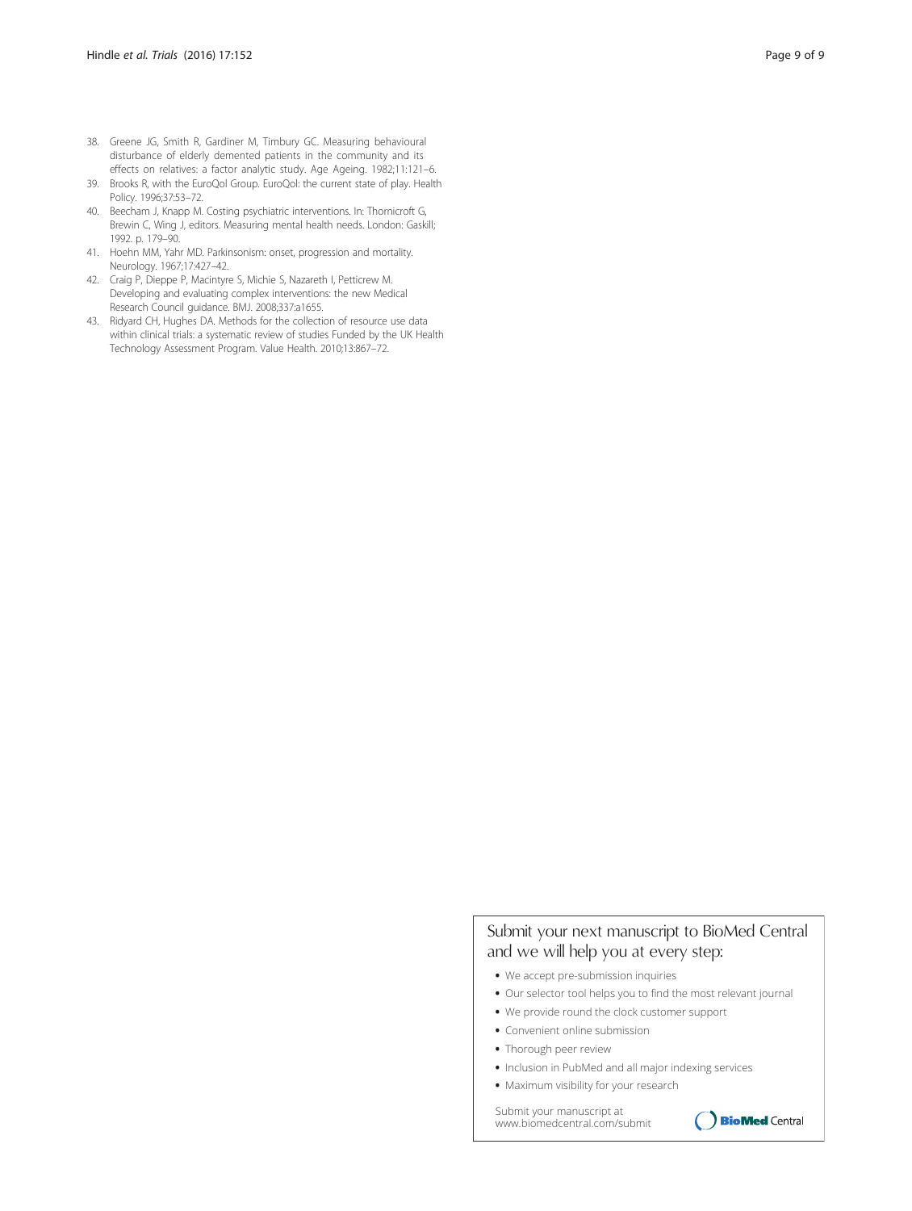38. Greene JG, Smith R, Gardiner M, Timbury GC. Measuring behavioural disturbance of elderly demented patients in the community and its effects on relatives: a factor analytic study. Age Ageing. 1982;11:121–6.
39. Brooks R, with the EuroQol Group. EuroQol: the current state of play. Health Policy. 1996;37:53–72.
40. Beecham J, Knapp M. Costing psychiatric interventions. In: Thornicroft G, Brewin C, Wing J, editors. Measuring mental health needs. London: Gaskill; 1992. p. 179–90.
41. Hoehn MM, Yahr MD. Parkinsonism: onset, progression and mortality. Neurology. 1967;17:427–42.
42. Craig P, Dieppe P, Macintyre S, Michie S, Nazareth I, Petticrew M. Developing and evaluating complex interventions: the new Medical Research Council guidance. BMJ. 2008;337:a1655.
43. Ridyard CH, Hughes DA. Methods for the collection of resource use data within clinical trials: a systematic review of studies Funded by the UK Health Technology Assessment Program. Value Health. 2010;13:867–72.

Submit your next manuscript to BioMed Central and we will help you at every step:

- We accept pre-submission inquiries
- Our selector tool helps you to find the most relevant journal
- We provide round the clock customer support
- Convenient online submission
- Thorough peer review
- Inclusion in PubMed and all major indexing services
- Maximum visibility for your research

Submit your manuscript at www.biomedcentral.com/submit

BioMed Central